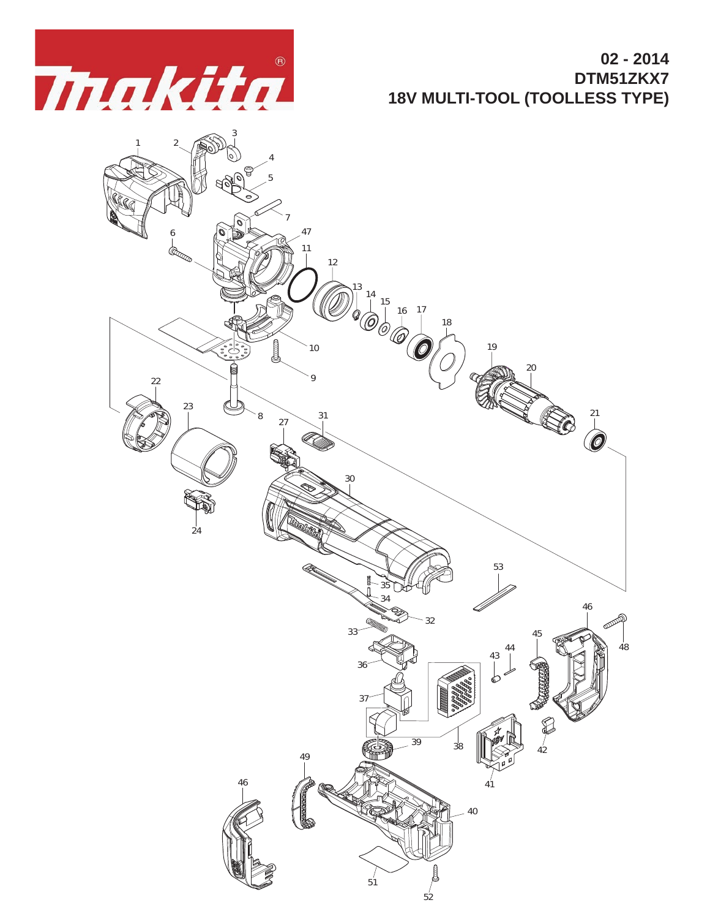# Makita

**02 - 2014**
**DTM51ZKX7**
**18V MULTI-TOOL (TOOLLESS TYPE)**

1 2 3 4 5 7 6 47 11 12 13 14 15 16 17 18 19 20 10 9 8 22 23 21 27 31 24 30 53 35 34 32 33 46 48 45 44 43 36 37 38 39 42 41 49 46 40 51 52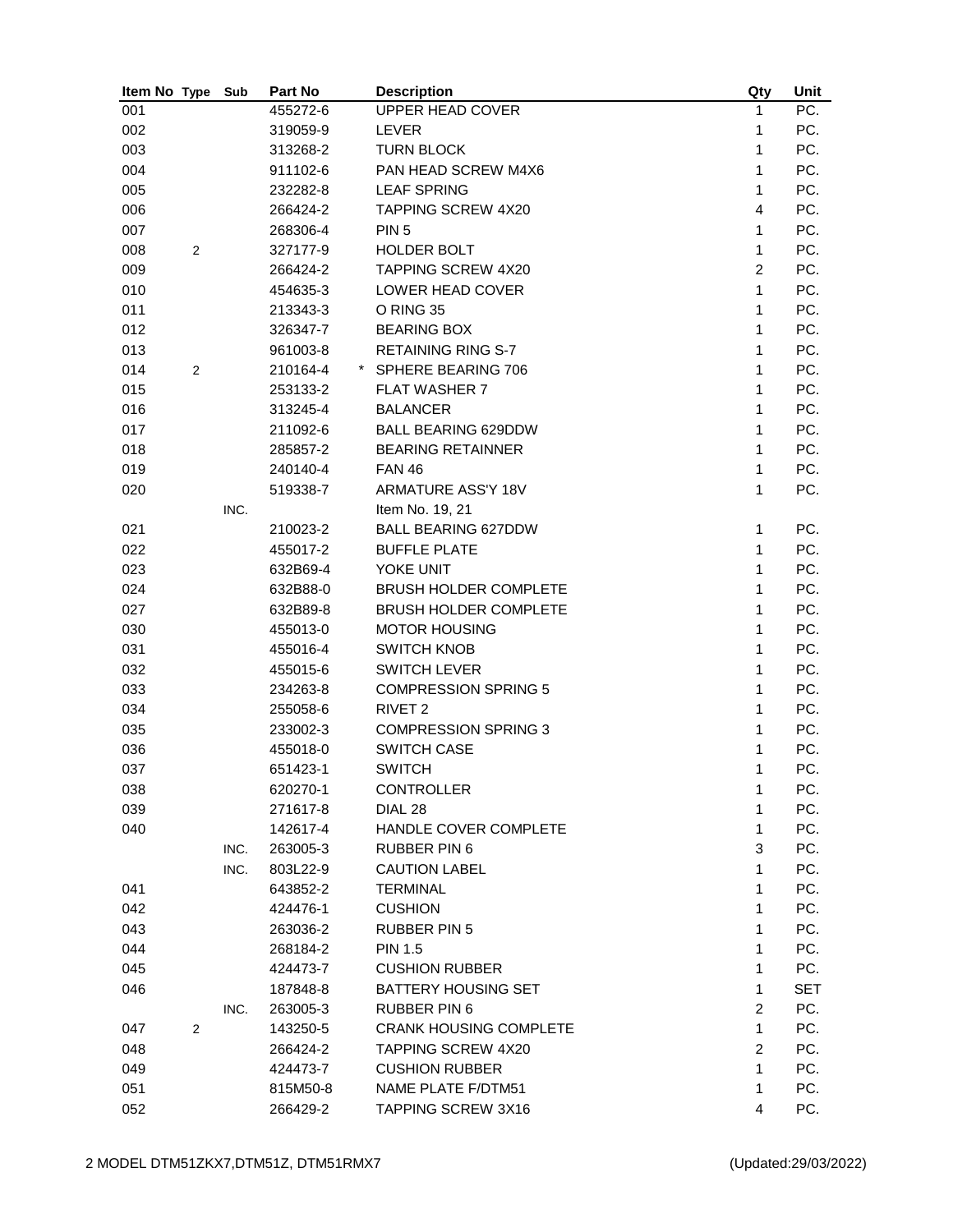| Item No | Type | Sub | Part No | Description | Qty | Unit |
|---|---|---|---|---|---|---|
| 001 | | | 455272-6 | UPPER HEAD COVER | 1 | PC. |
| 002 | | | 319059-9 | LEVER | 1 | PC. |
| 003 | | | 313268-2 | TURN BLOCK | 1 | PC. |
| 004 | | | 911102-6 | PAN HEAD SCREW M4X6 | 1 | PC. |
| 005 | | | 232282-8 | LEAF SPRING | 1 | PC. |
| 006 | | | 266424-2 | TAPPING SCREW 4X20 | 4 | PC. |
| 007 | | | 268306-4 | PIN 5 | 1 | PC. |
| 008 | 2 | | 327177-9 | HOLDER BOLT | 1 | PC. |
| 009 | | | 266424-2 | TAPPING SCREW 4X20 | 2 | PC. |
| 010 | | | 454635-3 | LOWER HEAD COVER | 1 | PC. |
| 011 | | | 213343-3 | O RING 35 | 1 | PC. |
| 012 | | | 326347-7 | BEARING BOX | 1 | PC. |
| 013 | | | 961003-8 | RETAINING RING S-7 | 1 | PC. |
| 014 | 2 | | 210164-4 | * SPHERE BEARING 706 | 1 | PC. |
| 015 | | | 253133-2 | FLAT WASHER 7 | 1 | PC. |
| 016 | | | 313245-4 | BALANCER | 1 | PC. |
| 017 | | | 211092-6 | BALL BEARING 629DDW | 1 | PC. |
| 018 | | | 285857-2 | BEARING RETAINNER | 1 | PC. |
| 019 | | | 240140-4 | FAN 46 | 1 | PC. |
| 020 | | | 519338-7 | ARMATURE ASS'Y 18V | 1 | PC. |
| | | INC. | | Item No. 19, 21 | | |
| 021 | | | 210023-2 | BALL BEARING 627DDW | 1 | PC. |
| 022 | | | 455017-2 | BUFFLE PLATE | 1 | PC. |
| 023 | | | 632B69-4 | YOKE UNIT | 1 | PC. |
| 024 | | | 632B88-0 | BRUSH HOLDER COMPLETE | 1 | PC. |
| 027 | | | 632B89-8 | BRUSH HOLDER COMPLETE | 1 | PC. |
| 030 | | | 455013-0 | MOTOR HOUSING | 1 | PC. |
| 031 | | | 455016-4 | SWITCH KNOB | 1 | PC. |
| 032 | | | 455015-6 | SWITCH LEVER | 1 | PC. |
| 033 | | | 234263-8 | COMPRESSION SPRING 5 | 1 | PC. |
| 034 | | | 255058-6 | RIVET 2 | 1 | PC. |
| 035 | | | 233002-3 | COMPRESSION SPRING 3 | 1 | PC. |
| 036 | | | 455018-0 | SWITCH CASE | 1 | PC. |
| 037 | | | 651423-1 | SWITCH | 1 | PC. |
| 038 | | | 620270-1 | CONTROLLER | 1 | PC. |
| 039 | | | 271617-8 | DIAL 28 | 1 | PC. |
| 040 | | | 142617-4 | HANDLE COVER COMPLETE | 1 | PC. |
| | | INC. | 263005-3 | RUBBER PIN 6 | 3 | PC. |
| | | INC. | 803L22-9 | CAUTION LABEL | 1 | PC. |
| 041 | | | 643852-2 | TERMINAL | 1 | PC. |
| 042 | | | 424476-1 | CUSHION | 1 | PC. |
| 043 | | | 263036-2 | RUBBER PIN 5 | 1 | PC. |
| 044 | | | 268184-2 | PIN 1.5 | 1 | PC. |
| 045 | | | 424473-7 | CUSHION RUBBER | 1 | PC. |
| 046 | | | 187848-8 | BATTERY HOUSING SET | 1 | SET |
| | | INC. | 263005-3 | RUBBER PIN 6 | 2 | PC. |
| 047 | 2 | | 143250-5 | CRANK HOUSING COMPLETE | 1 | PC. |
| 048 | | | 266424-2 | TAPPING SCREW 4X20 | 2 | PC. |
| 049 | | | 424473-7 | CUSHION RUBBER | 1 | PC. |
| 051 | | | 815M50-8 | NAME PLATE F/DTM51 | 1 | PC. |
| 052 | | | 266429-2 | TAPPING SCREW 3X16 | 4 | PC. |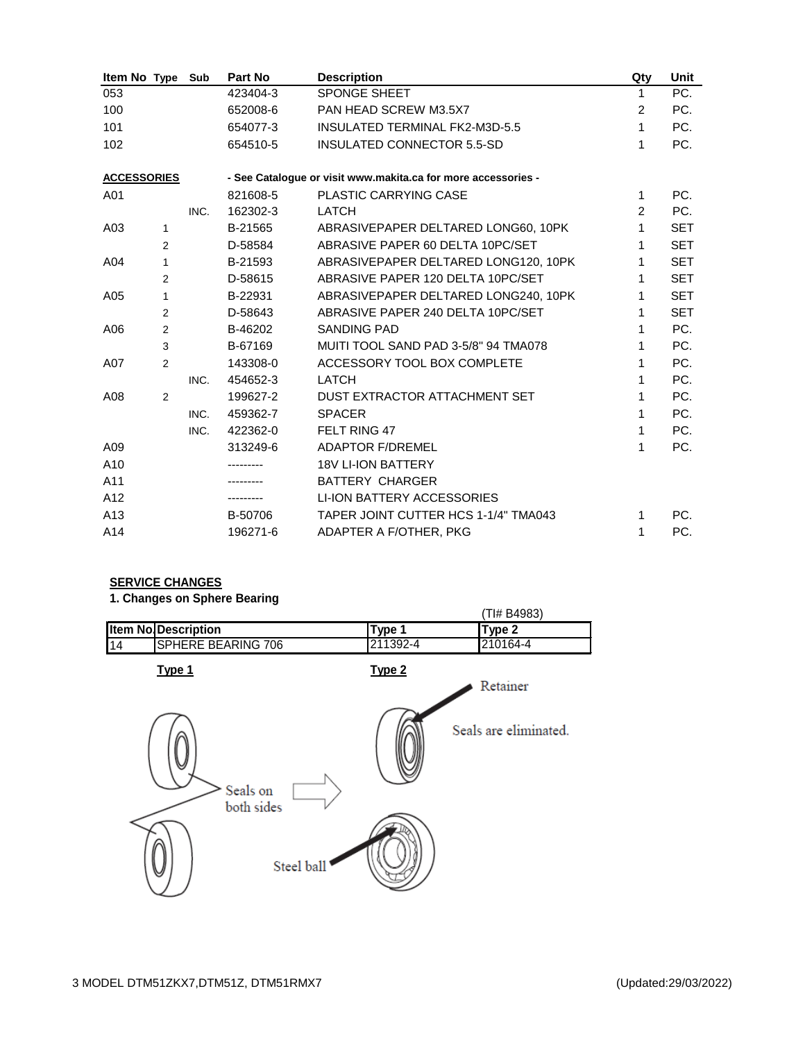| Item No | Type | Sub | Part No | Description | Qty | Unit |
|---|---|---|---|---|---|---|
| 053 | | | 423404-3 | SPONGE SHEET | 1 | PC. |
| 100 | | | 652008-6 | PAN HEAD SCREW M3.5X7 | 2 | PC. |
| 101 | | | 654077-3 | INSULATED TERMINAL FK2-M3D-5.5 | 1 | PC. |
| 102 | | | 654510-5 | INSULATED CONNECTOR 5.5-SD | 1 | PC. |
| **ACCESSORIES** | | | - See Catalogue or visit www.makita.ca for more accessories - | | | |
| A01 | | | 821608-5 | PLASTIC CARRYING CASE | 1 | PC. |
| | | INC. | 162302-3 | LATCH | 2 | PC. |
| A03 | 1 | | B-21565 | ABRASIVEPAPER DELTARED LONG60, 10PK | 1 | SET |
| | 2 | | D-58584 | ABRASIVE PAPER 60 DELTA 10PC/SET | 1 | SET |
| A04 | 1 | | B-21593 | ABRASIVEPAPER DELTARED LONG120, 10PK | 1 | SET |
| | 2 | | D-58615 | ABRASIVE PAPER 120 DELTA 10PC/SET | 1 | SET |
| A05 | 1 | | B-22931 | ABRASIVEPAPER DELTARED LONG240, 10PK | 1 | SET |
| | 2 | | D-58643 | ABRASIVE PAPER 240 DELTA 10PC/SET | 1 | SET |
| A06 | 2 | | B-46202 | SANDING PAD | 1 | PC. |
| | 3 | | B-67169 | MUITI TOOL SAND PAD 3-5/8" 94 TMA078 | 1 | PC. |
| A07 | 2 | | 143308-0 | ACCESSORY TOOL BOX COMPLETE | 1 | PC. |
| | | INC. | 454652-3 | LATCH | 1 | PC. |
| A08 | 2 | | 199627-2 | DUST EXTRACTOR ATTACHMENT SET | 1 | PC. |
| | | INC. | 459362-7 | SPACER | 1 | PC. |
| | | INC. | 422362-0 | FELT RING 47 | 1 | PC. |
| A09 | | | 313249-6 | ADAPTOR F/DREMEL | 1 | PC. |
| A10 | | | --------- | 18V LI-ION BATTERY | | |
| A11 | | | --------- | BATTERY CHARGER | | |
| A12 | | | --------- | LI-ION BATTERY ACCESSORIES | | |
| A13 | | | B-50706 | TAPER JOINT CUTTER HCS 1-1/4" TMA043 | 1 | PC. |
| A14 | | | 196271-6 | ADAPTER A F/OTHER, PKG | 1 | PC. |

**SERVICE CHANGES**

**1. Changes on Sphere Bearing**

(TI# B4983)

| Item No | Description | Type 1 | Type 2 |
|---|---|---|---|
| 14 | SPHERE BEARING 706 | 211392-4 | 210164-4 |

**Type 1**

Seals on both sides

**Type 2**

Retainer

Seals are eliminated.

Steel ball

3 MODEL DTM51ZKX7,DTM51Z, DTM51RMX7 (Updated:29/03/2022)